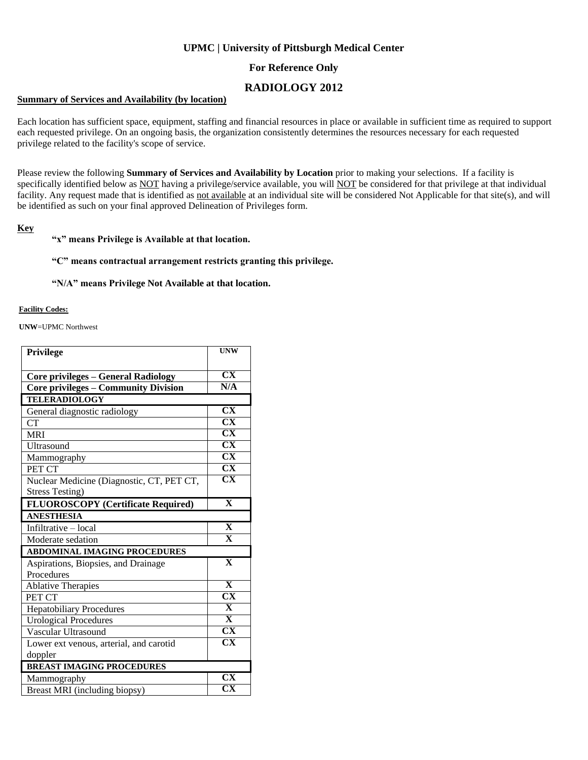**UPMC | University of Pittsburgh Medical Center**

**For Reference Only**

## RADIOLOGY 2012

**Summary of Services and Availability (by location)**

Each location has sufficient space, equipment, staffing and financial resources in place or available in sufficient time as required to support each requested privilege. On an ongoing basis, the organization consistently determines the resources necessary for each requested privilege related to the facility's scope of service.

Please review the following **Summary of Services and Availability by Location** prior to making your selections. If a facility is specifically identified below as NOT having a privilege/service available, you will NOT be considered for that privilege at that individual facility. Any request made that is identified as not available at an individual site will be considered Not Applicable for that site(s), and will be identified as such on your final approved Delineation of Privileges form.

**Key**

**"x" means Privilege is Available at that location.**

**"C" means contractual arrangement restricts granting this privilege.**

**"N/A" means Privilege Not Available at that location.**

**Facility Codes:**

**UNW**=UPMC Northwest

| Privilege | UNW |
|---|---|
| **Core privileges – General Radiology** | **CX** |
| **Core privileges – Community Division** | **N/A** |
| **TELERADIOLOGY** | |
| General diagnostic radiology | **CX** |
| CT | **CX** |
| MRI | **CX** |
| Ultrasound | **CX** |
| Mammography | **CX** |
| PET CT | **CX** |
| Nuclear Medicine (Diagnostic, CT, PET CT, Stress Testing) | **CX** |
| **FLUOROSCOPY (Certificate Required)** | **X** |
| **ANESTHESIA** | |
| Infiltrative – local | **X** |
| Moderate sedation | **X** |
| **ABDOMINAL IMAGING PROCEDURES** | |
| Aspirations, Biopsies, and Drainage Procedures | **X** |
| Ablative Therapies | **X** |
| PET CT | **CX** |
| Hepatobiliary Procedures | **X** |
| Urological Procedures | **X** |
| Vascular Ultrasound | **CX** |
| Lower ext venous, arterial, and carotid doppler | **CX** |
| **BREAST IMAGING PROCEDURES** | |
| Mammography | **CX** |
| Breast MRI (including biopsy) | **CX** |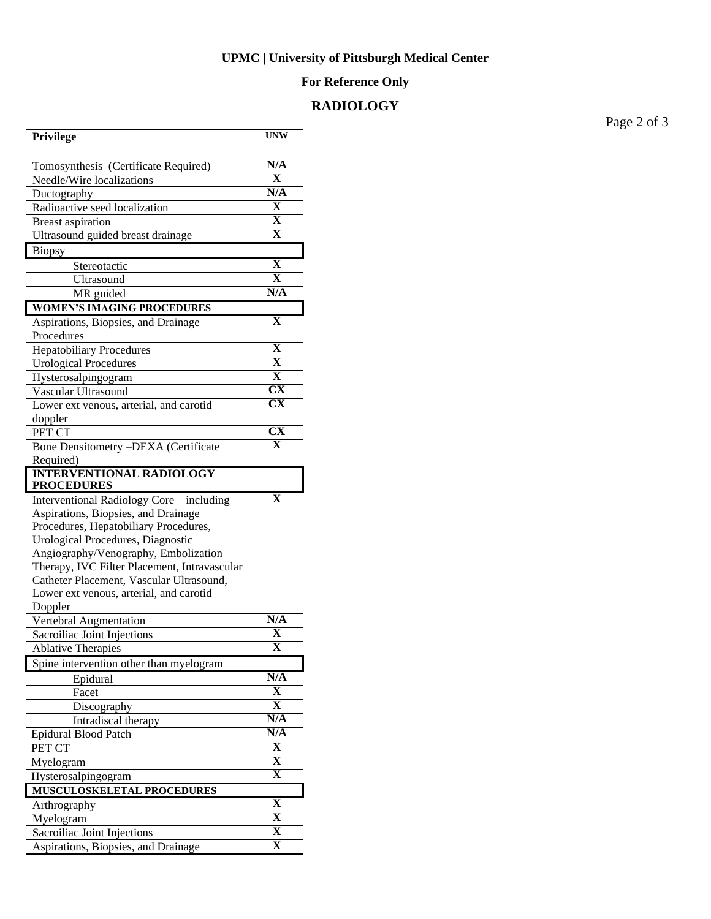**UPMC | University of Pittsburgh Medical Center**

**For Reference Only**

## RADIOLOGY

| Privilege | UNW |
|---|---|
| Tomosynthesis (Certificate Required) | N/A |
| Needle/Wire localizations | X |
| Ductography | N/A |
| Radioactive seed localization | X |
| Breast aspiration | X |
| Ultrasound guided breast drainage | X |
| Biopsy | |
| Stereotactic | X |
| Ultrasound | X |
| MR guided | N/A |
| **WOMEN'S IMAGING PROCEDURES** | |
| Aspirations, Biopsies, and Drainage Procedures | X |
| Hepatobiliary Procedures | X |
| Urological Procedures | X |
| Hysterosalpingogram | X |
| Vascular Ultrasound | CX |
| Lower ext venous, arterial, and carotid doppler | CX |
| PET CT | CX |
| Bone Densitometry –DEXA (Certificate Required) | X |
| **INTERVENTIONAL RADIOLOGY PROCEDURES** | |
| Interventional Radiology Core – including Aspirations, Biopsies, and Drainage Procedures, Hepatobiliary Procedures, Urological Procedures, Diagnostic Angiography/Venography, Embolization Therapy, IVC Filter Placement, Intravascular Catheter Placement, Vascular Ultrasound, Lower ext venous, arterial, and carotid Doppler | X |
| Vertebral Augmentation | N/A |
| Sacroiliac Joint Injections | X |
| Ablative Therapies | X |
| Spine intervention other than myelogram | |
| Epidural | N/A |
| Facet | X |
| Discography | X |
| Intradiscal therapy | N/A |
| Epidural Blood Patch | N/A |
| PET CT | X |
| Myelogram | X |
| Hysterosalpingogram | X |
| **MUSCULOSKELETAL PROCEDURES** | |
| Arthrography | X |
| Myelogram | X |
| Sacroiliac Joint Injections | X |
| Aspirations, Biopsies, and Drainage | X |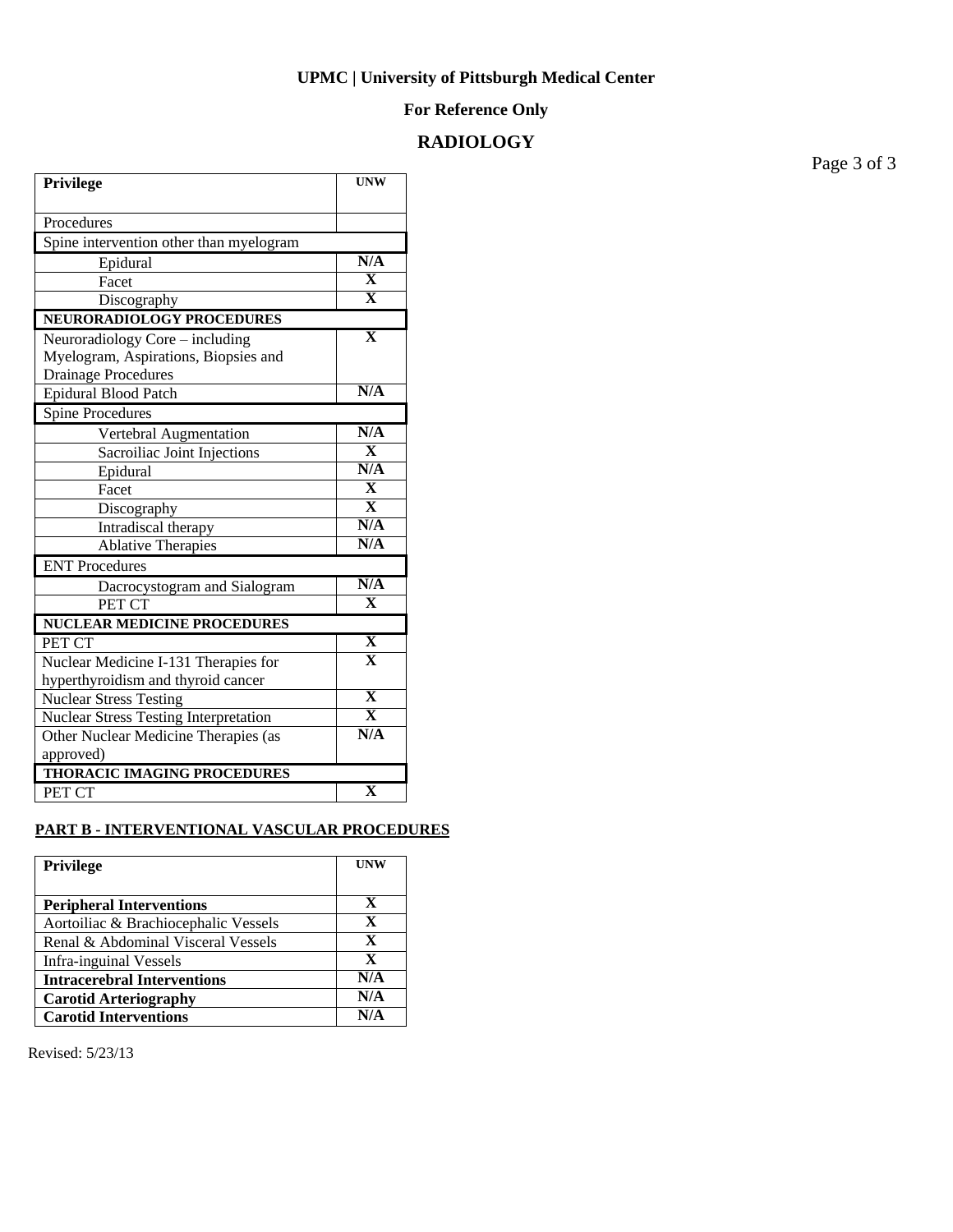**UPMC | University of Pittsburgh Medical Center**

**For Reference Only**

## RADIOLOGY

| Privilege | UNW |
|---|---|
| Procedures | |
| Spine intervention other than myelogram | |
| Epidural | N/A |
| Facet | X |
| Discography | X |
| **NEURORADIOLOGY PROCEDURES** | |
| Neuroradiology Core – including Myelogram, Aspirations, Biopsies and Drainage Procedures | X |
| Epidural Blood Patch | N/A |
| Spine Procedures | |
| Vertebral Augmentation | N/A |
| Sacroiliac Joint Injections | X |
| Epidural | N/A |
| Facet | X |
| Discography | X |
| Intradiscal therapy | N/A |
| Ablative Therapies | N/A |
| ENT Procedures | |
| Dacrocystogram and Sialogram | N/A |
| PET CT | X |
| **NUCLEAR MEDICINE PROCEDURES** | |
| PET CT | X |
| Nuclear Medicine I-131 Therapies for hyperthyroidism and thyroid cancer | X |
| Nuclear Stress Testing | X |
| Nuclear Stress Testing Interpretation | X |
| Other Nuclear Medicine Therapies (as approved) | N/A |
| **THORACIC IMAGING PROCEDURES** | |
| PET CT | X |

**PART B - INTERVENTIONAL VASCULAR PROCEDURES**

| Privilege | UNW |
|---|---|
| **Peripheral Interventions** | X |
| Aortoiliac & Brachiocephalic Vessels | X |
| Renal & Abdominal Visceral Vessels | X |
| Infra-inguinal Vessels | X |
| **Intracerebral Interventions** | N/A |
| **Carotid Arteriography** | N/A |
| **Carotid Interventions** | N/A |

Revised: 5/23/13